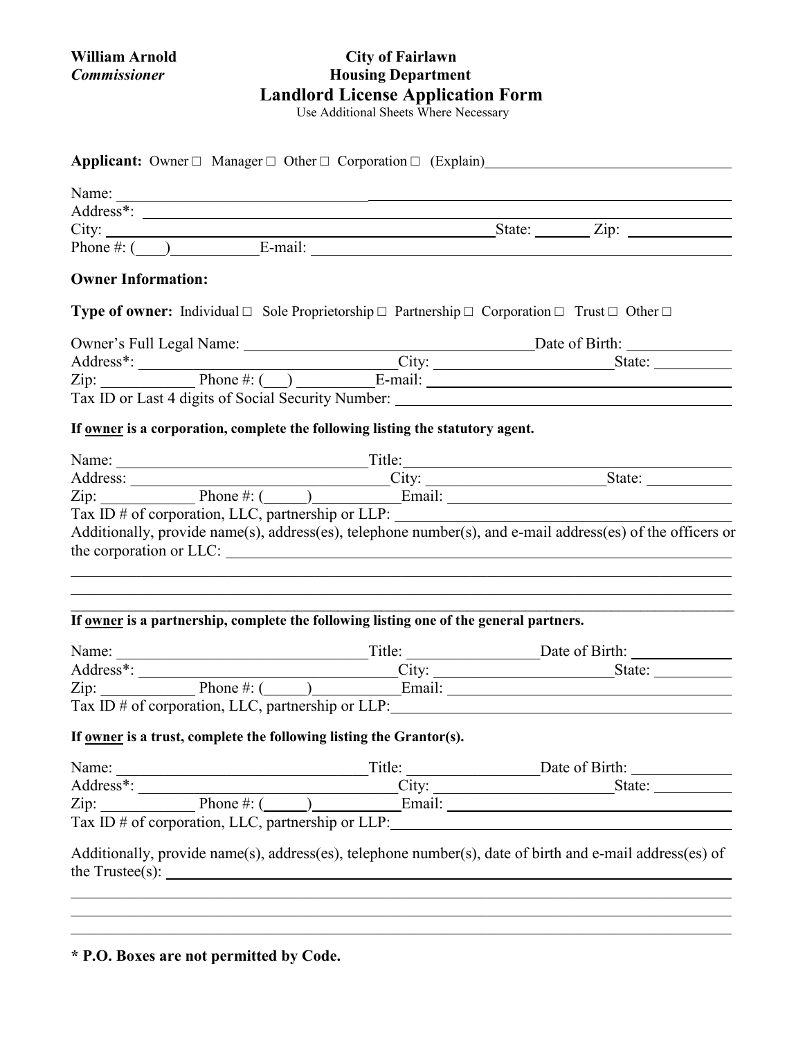**William Arnold**
***Commissioner***

**City of Fairlawn**
**Housing Department**

# Landlord License Application Form

Use Additional Sheets Where Necessary

**Applicant:** Owner □ Manager □ Other □ Corporation □ (Explain)\_\_\_\_\_\_\_\_\_\_\_\_\_\_\_\_\_\_\_\_\_\_\_\_\_\_\_\_

Name: \_\_\_\_\_\_\_\_\_\_\_\_\_\_\_\_\_\_\_\_\_\_\_\_\_\_\_\_\_\_\_\_\_\_\_\_\_\_\_\_\_\_\_\_\_\_\_\_\_\_\_\_\_\_\_\_\_\_\_\_\_\_\_\_\_\_\_\_\_\_\_\_

Address*: \_\_\_\_\_\_\_\_\_\_\_\_\_\_\_\_\_\_\_\_\_\_\_\_\_\_\_\_\_\_\_\_\_\_\_\_\_\_\_\_\_\_\_\_\_\_\_\_\_\_\_\_\_\_\_\_\_\_\_\_\_\_\_\_\_\_\_

City: \_\_\_\_\_\_\_\_\_\_\_\_\_\_\_\_\_\_\_\_\_\_\_\_\_\_\_\_\_\_\_\_\_\_\_\_\_\_\_\_\_\_\_\_\_\_\_\_State: \_\_\_\_\_\_\_ Zip: \_\_\_\_\_\_\_\_\_\_\_

Phone #: (\_\_\_)\_\_\_\_\_\_\_\_\_\_\_E-mail: \_\_\_\_\_\_\_\_\_\_\_\_\_\_\_\_\_\_\_\_\_\_\_\_\_\_\_\_\_\_\_\_\_\_\_\_\_\_\_\_\_\_\_\_\_\_\_\_\_

**Owner Information:**

**Type of owner:** Individual □ Sole Proprietorship □ Partnership □ Corporation □ Trust □ Other □

Owner's Full Legal Name: \_\_\_\_\_\_\_\_\_\_\_\_\_\_\_\_\_\_\_\_\_\_\_\_\_\_\_\_\_\_\_\_\_\_\_\_Date of Birth: \_\_\_\_\_\_\_\_\_\_\_\_

Address*: \_\_\_\_\_\_\_\_\_\_\_\_\_\_\_\_\_\_\_\_\_\_\_\_\_\_\_\_\_\_\_City: \_\_\_\_\_\_\_\_\_\_\_\_\_\_\_\_\_\_\_\_\_State: \_\_\_\_\_\_\_\_\_

Zip: \_\_\_\_\_\_\_\_\_\_\_ Phone #: (\_\_\_) \_\_\_\_\_\_\_\_\_E-mail: \_\_\_\_\_\_\_\_\_\_\_\_\_\_\_\_\_\_\_\_\_\_\_\_\_\_\_\_\_\_\_\_\_\_\_\_\_\_

Tax ID or Last 4 digits of Social Security Number: \_\_\_\_\_\_\_\_\_\_\_\_\_\_\_\_\_\_\_\_\_\_\_\_\_\_\_\_\_\_\_\_\_\_\_\_\_\_\_\_

**If owner is a corporation, complete the following listing the statutory agent.**

Name: \_\_\_\_\_\_\_\_\_\_\_\_\_\_\_\_\_\_\_\_\_\_\_\_\_\_\_\_\_\_\_Title:\_\_\_\_\_\_\_\_\_\_\_\_\_\_\_\_\_\_\_\_\_\_\_\_\_\_\_\_\_\_\_\_\_\_\_\_\_\_\_\_\_

Address: \_\_\_\_\_\_\_\_\_\_\_\_\_\_\_\_\_\_\_\_\_\_\_\_\_\_\_\_\_\_\_City: \_\_\_\_\_\_\_\_\_\_\_\_\_\_\_\_\_\_\_\_\_State: \_\_\_\_\_\_\_\_\_\_

Zip: \_\_\_\_\_\_\_\_\_\_\_ Phone #: (\_\_\_\_\_)\_\_\_\_\_\_\_\_\_\_\_Email: \_\_\_\_\_\_\_\_\_\_\_\_\_\_\_\_\_\_\_\_\_\_\_\_\_\_\_\_\_\_\_\_\_\_\_\_\_\_

Tax ID # of corporation, LLC, partnership or LLP: \_\_\_\_\_\_\_\_\_\_\_\_\_\_\_\_\_\_\_\_\_\_\_\_\_\_\_\_\_\_\_\_\_\_\_\_\_\_\_\_

Additionally, provide name(s), address(es), telephone number(s), and e-mail address(es) of the officers or the corporation or LLC: \_\_\_\_\_\_\_\_\_\_\_\_\_\_\_\_\_\_\_\_\_\_\_\_\_\_\_\_\_\_\_\_\_\_\_\_\_\_\_\_\_\_\_\_\_\_\_\_\_\_\_\_\_\_\_\_\_\_\_\_\_\_\_\_\_

\_\_\_\_\_\_\_\_\_\_\_\_\_\_\_\_\_\_\_\_\_\_\_\_\_\_\_\_\_\_\_\_\_\_\_\_\_\_\_\_\_\_\_\_\_\_\_\_\_\_\_\_\_\_\_\_\_\_\_\_\_\_\_\_\_\_\_\_\_\_\_\_\_\_\_\_\_\_\_\_\_\_

\_\_\_\_\_\_\_\_\_\_\_\_\_\_\_\_\_\_\_\_\_\_\_\_\_\_\_\_\_\_\_\_\_\_\_\_\_\_\_\_\_\_\_\_\_\_\_\_\_\_\_\_\_\_\_\_\_\_\_\_\_\_\_\_\_\_\_\_\_\_\_\_\_\_\_\_\_\_\_\_\_\_

\_\_\_\_\_\_\_\_\_\_\_\_\_\_\_\_\_\_\_\_\_\_\_\_\_\_\_\_\_\_\_\_\_\_\_\_\_\_\_\_\_\_\_\_\_\_\_\_\_\_\_\_\_\_\_\_\_\_\_\_\_\_\_\_\_\_\_\_\_\_\_\_\_\_\_\_\_\_\_\_\_\_

**If owner is a partnership, complete the following listing one of the general partners.**

Name: \_\_\_\_\_\_\_\_\_\_\_\_\_\_\_\_\_\_\_\_\_\_\_\_\_\_\_\_\_\_\_Title: \_\_\_\_\_\_\_\_\_\_\_\_\_\_\_Date of Birth: \_\_\_\_\_\_\_\_\_\_\_\_

Address*: \_\_\_\_\_\_\_\_\_\_\_\_\_\_\_\_\_\_\_\_\_\_\_\_\_\_\_\_\_\_\_City: \_\_\_\_\_\_\_\_\_\_\_\_\_\_\_\_\_\_\_\_\_State: \_\_\_\_\_\_\_\_\_

Zip: \_\_\_\_\_\_\_\_\_\_\_ Phone #: (\_\_\_\_\_)\_\_\_\_\_\_\_\_\_\_\_Email: \_\_\_\_\_\_\_\_\_\_\_\_\_\_\_\_\_\_\_\_\_\_\_\_\_\_\_\_\_\_\_\_\_\_\_\_\_\_

Tax ID # of corporation, LLC, partnership or LLP:\_\_\_\_\_\_\_\_\_\_\_\_\_\_\_\_\_\_\_\_\_\_\_\_\_\_\_\_\_\_\_\_\_\_\_\_\_\_\_\_\_

**If owner is a trust, complete the following listing the Grantor(s).**

Name: \_\_\_\_\_\_\_\_\_\_\_\_\_\_\_\_\_\_\_\_\_\_\_\_\_\_\_\_\_\_\_Title: \_\_\_\_\_\_\_\_\_\_\_\_\_\_\_Date of Birth: \_\_\_\_\_\_\_\_\_\_\_\_

Address*: \_\_\_\_\_\_\_\_\_\_\_\_\_\_\_\_\_\_\_\_\_\_\_\_\_\_\_\_\_\_\_City: \_\_\_\_\_\_\_\_\_\_\_\_\_\_\_\_\_\_\_\_\_State: \_\_\_\_\_\_\_\_\_

Zip: \_\_\_\_\_\_\_\_\_\_\_ Phone #: (\_\_\_\_\_)\_\_\_\_\_\_\_\_\_\_\_Email: \_\_\_\_\_\_\_\_\_\_\_\_\_\_\_\_\_\_\_\_\_\_\_\_\_\_\_\_\_\_\_\_\_\_\_\_\_\_

Tax ID # of corporation, LLC, partnership or LLP:\_\_\_\_\_\_\_\_\_\_\_\_\_\_\_\_\_\_\_\_\_\_\_\_\_\_\_\_\_\_\_\_\_\_\_\_\_\_\_\_\_

Additionally, provide name(s), address(es), telephone number(s), date of birth and e-mail address(es) of the Trustee(s): \_\_\_\_\_\_\_\_\_\_\_\_\_\_\_\_\_\_\_\_\_\_\_\_\_\_\_\_\_\_\_\_\_\_\_\_\_\_\_\_\_\_\_\_\_\_\_\_\_\_\_\_\_\_\_\_\_\_\_\_\_\_\_\_\_\_\_\_

\_\_\_\_\_\_\_\_\_\_\_\_\_\_\_\_\_\_\_\_\_\_\_\_\_\_\_\_\_\_\_\_\_\_\_\_\_\_\_\_\_\_\_\_\_\_\_\_\_\_\_\_\_\_\_\_\_\_\_\_\_\_\_\_\_\_\_\_\_\_\_\_\_\_\_\_\_\_\_\_\_\_

\_\_\_\_\_\_\_\_\_\_\_\_\_\_\_\_\_\_\_\_\_\_\_\_\_\_\_\_\_\_\_\_\_\_\_\_\_\_\_\_\_\_\_\_\_\_\_\_\_\_\_\_\_\_\_\_\_\_\_\_\_\_\_\_\_\_\_\_\_\_\_\_\_\_\_\_\_\_\_\_\_\_

\_\_\_\_\_\_\_\_\_\_\_\_\_\_\_\_\_\_\_\_\_\_\_\_\_\_\_\_\_\_\_\_\_\_\_\_\_\_\_\_\_\_\_\_\_\_\_\_\_\_\_\_\_\_\_\_\_\_\_\_\_\_\_\_\_\_\_\_\_\_\_\_\_\_\_\_\_\_\_\_\_\_

**\* P.O. Boxes are not permitted by Code.**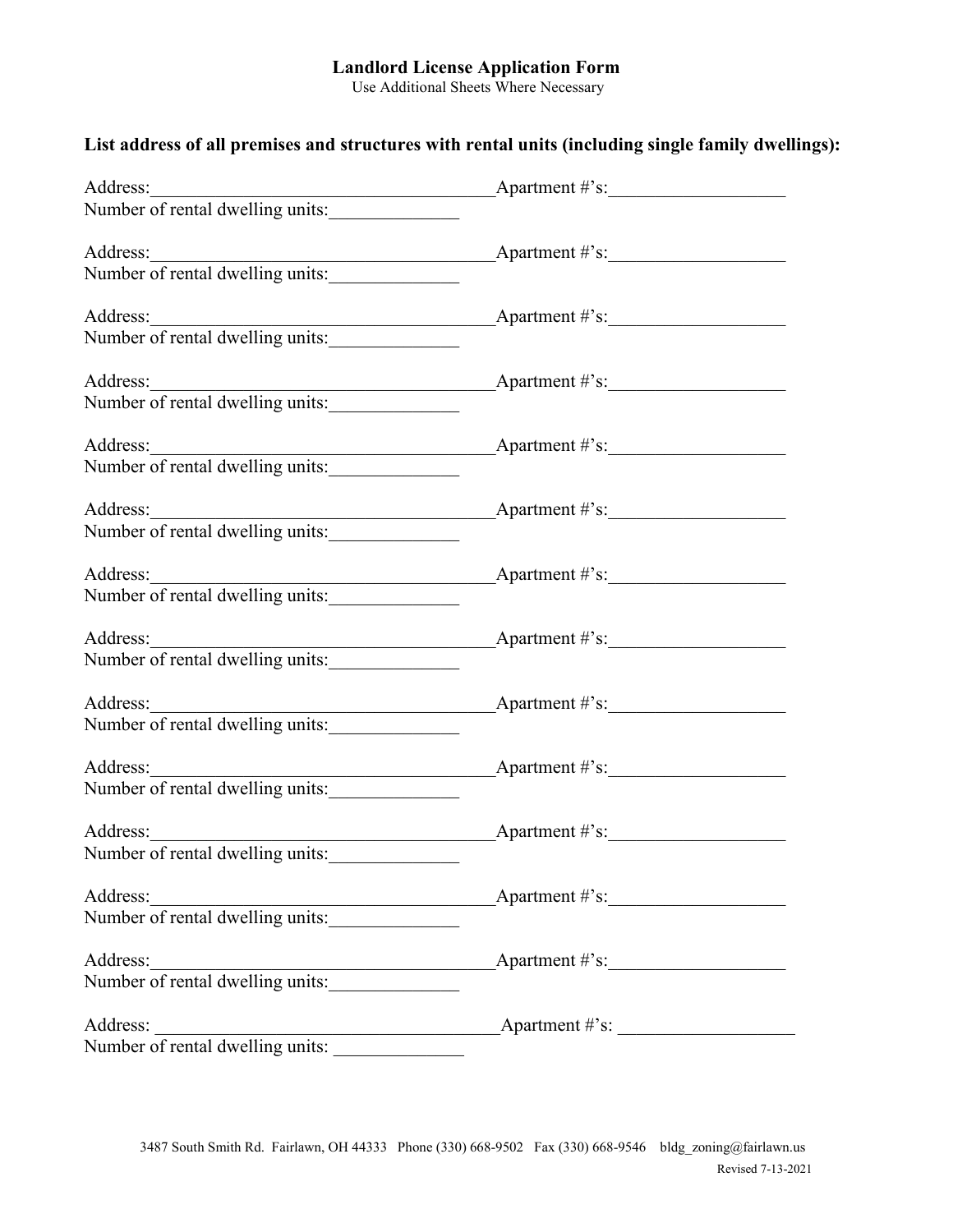# Landlord License Application Form

Use Additional Sheets Where Necessary

## List address of all premises and structures with rental units (including single family dwellings):

Address:______________________________________ Apartment #'s:___________________
Number of rental dwelling units:______________

Address:______________________________________ Apartment #'s:___________________
Number of rental dwelling units:______________

Address:______________________________________ Apartment #'s:___________________
Number of rental dwelling units:______________

Address:______________________________________ Apartment #'s:___________________
Number of rental dwelling units:______________

Address:______________________________________ Apartment #'s:___________________
Number of rental dwelling units:______________

Address:______________________________________ Apartment #'s:___________________
Number of rental dwelling units:______________

Address:______________________________________ Apartment #'s:___________________
Number of rental dwelling units:______________

Address:______________________________________ Apartment #'s:___________________
Number of rental dwelling units:______________

Address:______________________________________ Apartment #'s:___________________
Number of rental dwelling units:______________

Address:______________________________________ Apartment #'s:___________________
Number of rental dwelling units:______________

Address:______________________________________ Apartment #'s:___________________
Number of rental dwelling units:______________

Address:______________________________________ Apartment #'s:___________________
Number of rental dwelling units:______________

Address:______________________________________ Apartment #'s:___________________
Number of rental dwelling units:______________

Address:______________________________________ Apartment #'s:___________________
Number of rental dwelling units:______________

3487 South Smith Rd. Fairlawn, OH 44333 Phone (330) 668-9502 Fax (330) 668-9546 bldg_zoning@fairlawn.us

Revised 7-13-2021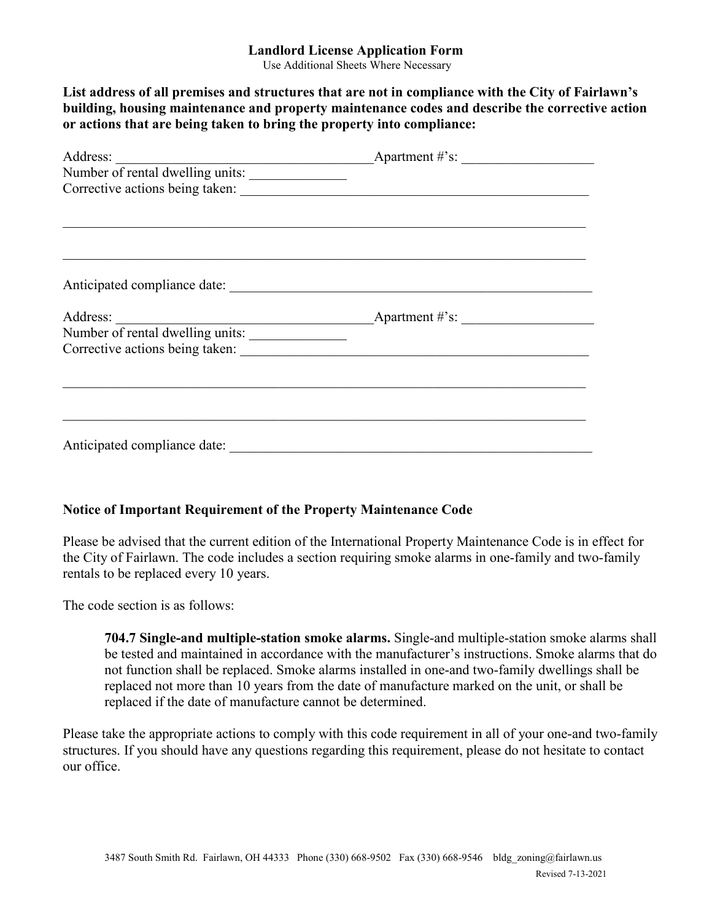**Landlord License Application Form**

Use Additional Sheets Where Necessary

**List address of all premises and structures that are not in compliance with the City of Fairlawn's building, housing maintenance and property maintenance codes and describe the corrective action or actions that are being taken to bring the property into compliance:**

Address: _____________________________________ Apartment #'s: ___________________

Number of rental dwelling units: ______________

Corrective actions being taken: ____________________________________________________

_____________________________________________________________________________

_____________________________________________________________________________

Anticipated compliance date: _______________________________________________________

Address: _____________________________________ Apartment #'s: ___________________

Number of rental dwelling units: ______________

Corrective actions being taken: ____________________________________________________

_____________________________________________________________________________

_____________________________________________________________________________

Anticipated compliance date: _______________________________________________________

**Notice of Important Requirement of the Property Maintenance Code**

Please be advised that the current edition of the International Property Maintenance Code is in effect for the City of Fairlawn. The code includes a section requiring smoke alarms in one-family and two-family rentals to be replaced every 10 years.

The code section is as follows:

> **704.7 Single-and multiple-station smoke alarms.** Single-and multiple-station smoke alarms shall be tested and maintained in accordance with the manufacturer's instructions. Smoke alarms that do not function shall be replaced. Smoke alarms installed in one-and two-family dwellings shall be replaced not more than 10 years from the date of manufacture marked on the unit, or shall be replaced if the date of manufacture cannot be determined.

Please take the appropriate actions to comply with this code requirement in all of your one-and two-family structures. If you should have any questions regarding this requirement, please do not hesitate to contact our office.

3487 South Smith Rd. Fairlawn, OH 44333 Phone (330) 668-9502 Fax (330) 668-9546 bldg_zoning@fairlawn.us

Revised 7-13-2021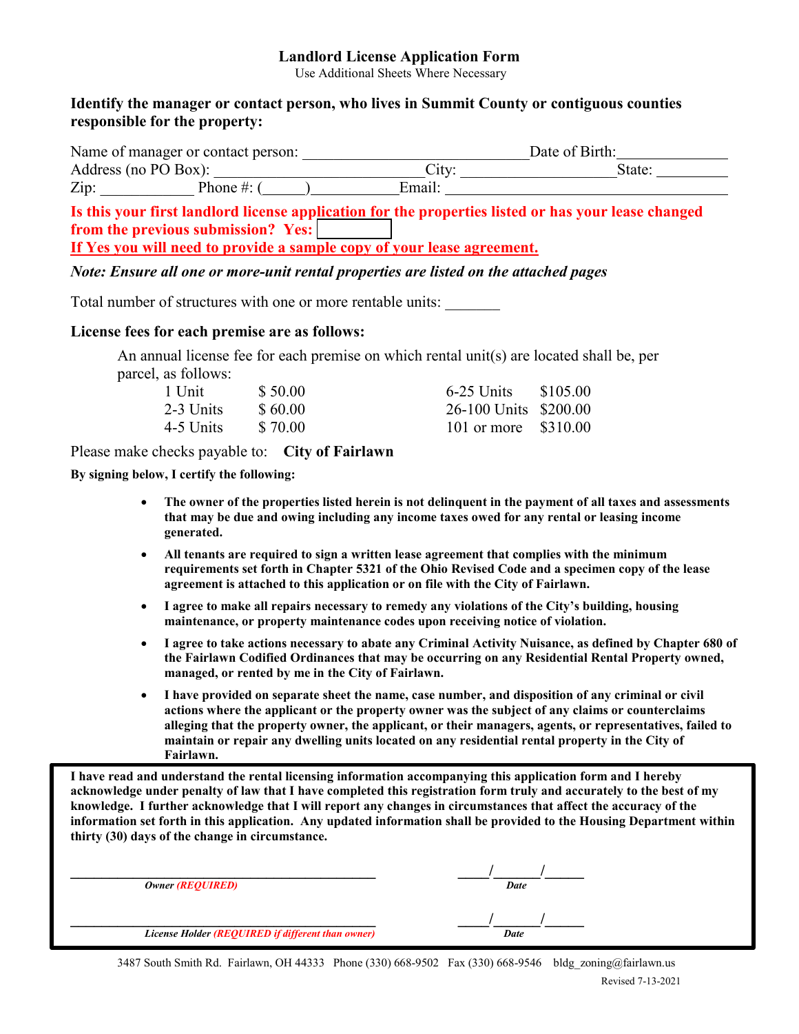# Landlord License Application Form

Use Additional Sheets Where Necessary

**Identify the manager or contact person, who lives in Summit County or contiguous counties responsible for the property:**

Name of manager or contact person: ______________________________ Date of Birth: ______________

Address (no PO Box): ___________________________ City: ____________________ State: _________

Zip: ____________ Phone #: (_____)___________ Email: ______________________________________

**Is this your first landlord license application for the properties listed or has your lease changed from the previous submission? Yes: ☐**

**If Yes you will need to provide a sample copy of your lease agreement.**

***Note: Ensure all one or more-unit rental properties are listed on the attached pages***

Total number of structures with one or more rentable units: _______

**License fees for each premise are as follows:**

An annual license fee for each premise on which rental unit(s) are located shall be, per parcel, as follows:

| | | | |
|---|---|---|---|
| 1 Unit | $ 50.00 | 6-25 Units | $105.00 |
| 2-3 Units | $ 60.00 | 26-100 Units | $200.00 |
| 4-5 Units | $ 70.00 | 101 or more | $310.00 |

Please make checks payable to: **City of Fairlawn**

**By signing below, I certify the following:**

- **The owner of the properties listed herein is not delinquent in the payment of all taxes and assessments that may be due and owing including any income taxes owed for any rental or leasing income generated.**
- **All tenants are required to sign a written lease agreement that complies with the minimum requirements set forth in Chapter 5321 of the Ohio Revised Code and a specimen copy of the lease agreement is attached to this application or on file with the City of Fairlawn.**
- **I agree to make all repairs necessary to remedy any violations of the City's building, housing maintenance, or property maintenance codes upon receiving notice of violation.**
- **I agree to take actions necessary to abate any Criminal Activity Nuisance, as defined by Chapter 680 of the Fairlawn Codified Ordinances that may be occurring on any Residential Rental Property owned, managed, or rented by me in the City of Fairlawn.**
- **I have provided on separate sheet the name, case number, and disposition of any criminal or civil actions where the applicant or the property owner was the subject of any claims or counterclaims alleging that the property owner, the applicant, or their managers, agents, or representatives, failed to maintain or repair any dwelling units located on any residential rental property in the City of Fairlawn.**

**I have read and understand the rental licensing information accompanying this application form and I hereby acknowledge under penalty of law that I have completed this registration form truly and accurately to the best of my knowledge. I further acknowledge that I will report any changes in circumstances that affect the accuracy of the information set forth in this application. Any updated information shall be provided to the Housing Department within thirty (30) days of the change in circumstance.**

______________________________________ ____/______/______

***Owner (REQUIRED)*** ***Date***

______________________________________ ____/______/______

***License Holder (REQUIRED if different than owner)*** ***Date***

3487 South Smith Rd. Fairlawn, OH 44333 Phone (330) 668-9502 Fax (330) 668-9546 bldg_zoning@fairlawn.us

Revised 7-13-2021